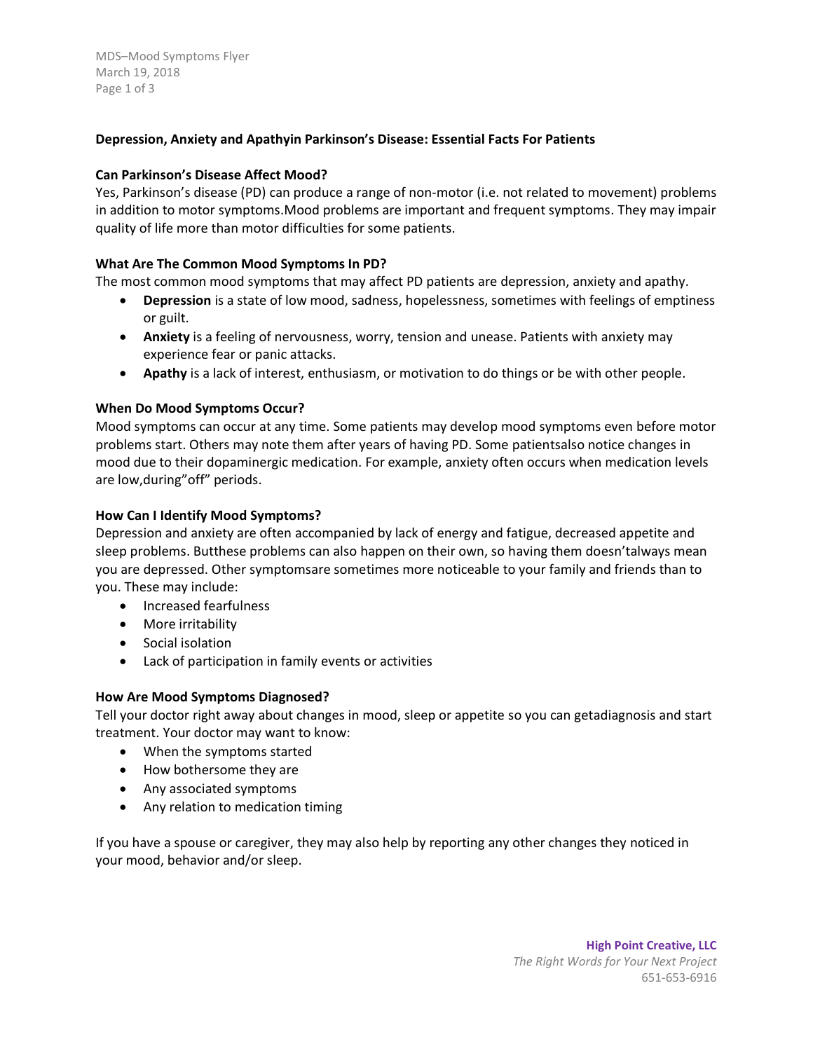**Depression, Anxiety and Apathyin Parkinson's Disease: Essential Facts For Patients**

**Can Parkinson's Disease Affect Mood?**

Yes, Parkinson's disease (PD) can produce a range of non-motor (i.e. not related to movement) problems in addition to motor symptoms.Mood problems are important and frequent symptoms. They may impair quality of life more than motor difficulties for some patients.

**What Are The Common Mood Symptoms In PD?**

The most common mood symptoms that may affect PD patients are depression, anxiety and apathy.

- **Depression** is a state of low mood, sadness, hopelessness, sometimes with feelings of emptiness or guilt.
- **Anxiety** is a feeling of nervousness, worry, tension and unease. Patients with anxiety may experience fear or panic attacks.
- **Apathy** is a lack of interest, enthusiasm, or motivation to do things or be with other people.

**When Do Mood Symptoms Occur?**

Mood symptoms can occur at any time. Some patients may develop mood symptoms even before motor problems start. Others may note them after years of having PD. Some patientsalso notice changes in mood due to their dopaminergic medication. For example, anxiety often occurs when medication levels are low,during"off" periods.

**How Can I Identify Mood Symptoms?**

Depression and anxiety are often accompanied by lack of energy and fatigue, decreased appetite and sleep problems. Butthese problems can also happen on their own, so having them doesn'talways mean you are depressed. Other symptomsare sometimes more noticeable to your family and friends than to you. These may include:

- Increased fearfulness
- More irritability
- Social isolation
- Lack of participation in family events or activities

**How Are Mood Symptoms Diagnosed?**

Tell your doctor right away about changes in mood, sleep or appetite so you can getadiagnosis and start treatment. Your doctor may want to know:

- When the symptoms started
- How bothersome they are
- Any associated symptoms
- Any relation to medication timing

If you have a spouse or caregiver, they may also help by reporting any other changes they noticed in your mood, behavior and/or sleep.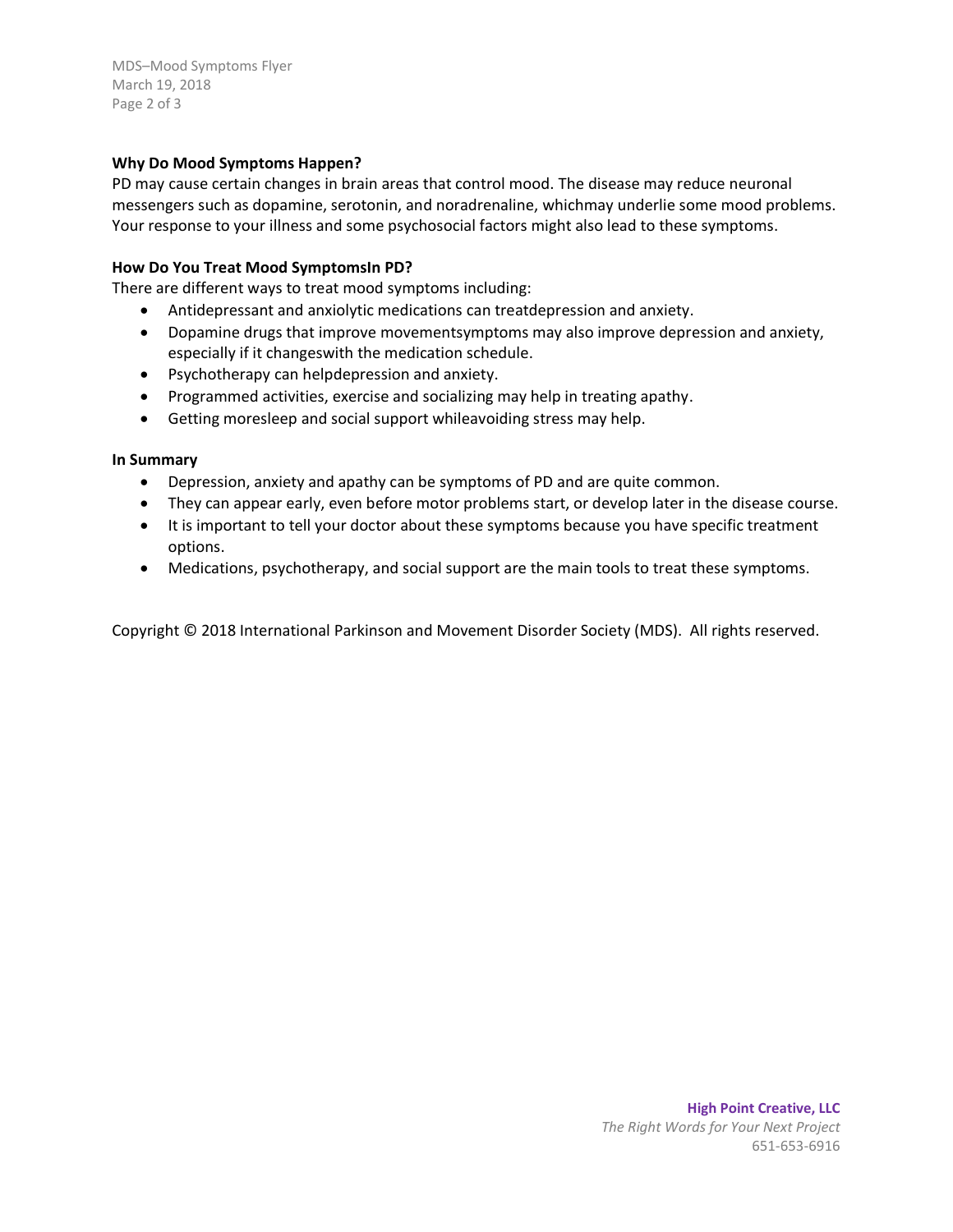### Why Do Mood Symptoms Happen?

PD may cause certain changes in brain areas that control mood. The disease may reduce neuronal messengers such as dopamine, serotonin, and noradrenaline, whichmay underlie some mood problems. Your response to your illness and some psychosocial factors might also lead to these symptoms.

### How Do You Treat Mood SymptomsIn PD?

There are different ways to treat mood symptoms including:

- Antidepressant and anxiolytic medications can treatdepression and anxiety.
- Dopamine drugs that improve movementsymptoms may also improve depression and anxiety, especially if it changeswith the medication schedule.
- Psychotherapy can helpdepression and anxiety.
- Programmed activities, exercise and socializing may help in treating apathy.
- Getting moresleep and social support whileavoiding stress may help.

### In Summary

- Depression, anxiety and apathy can be symptoms of PD and are quite common.
- They can appear early, even before motor problems start, or develop later in the disease course.
- It is important to tell your doctor about these symptoms because you have specific treatment options.
- Medications, psychotherapy, and social support are the main tools to treat these symptoms.

Copyright © 2018 International Parkinson and Movement Disorder Society (MDS). All rights reserved.